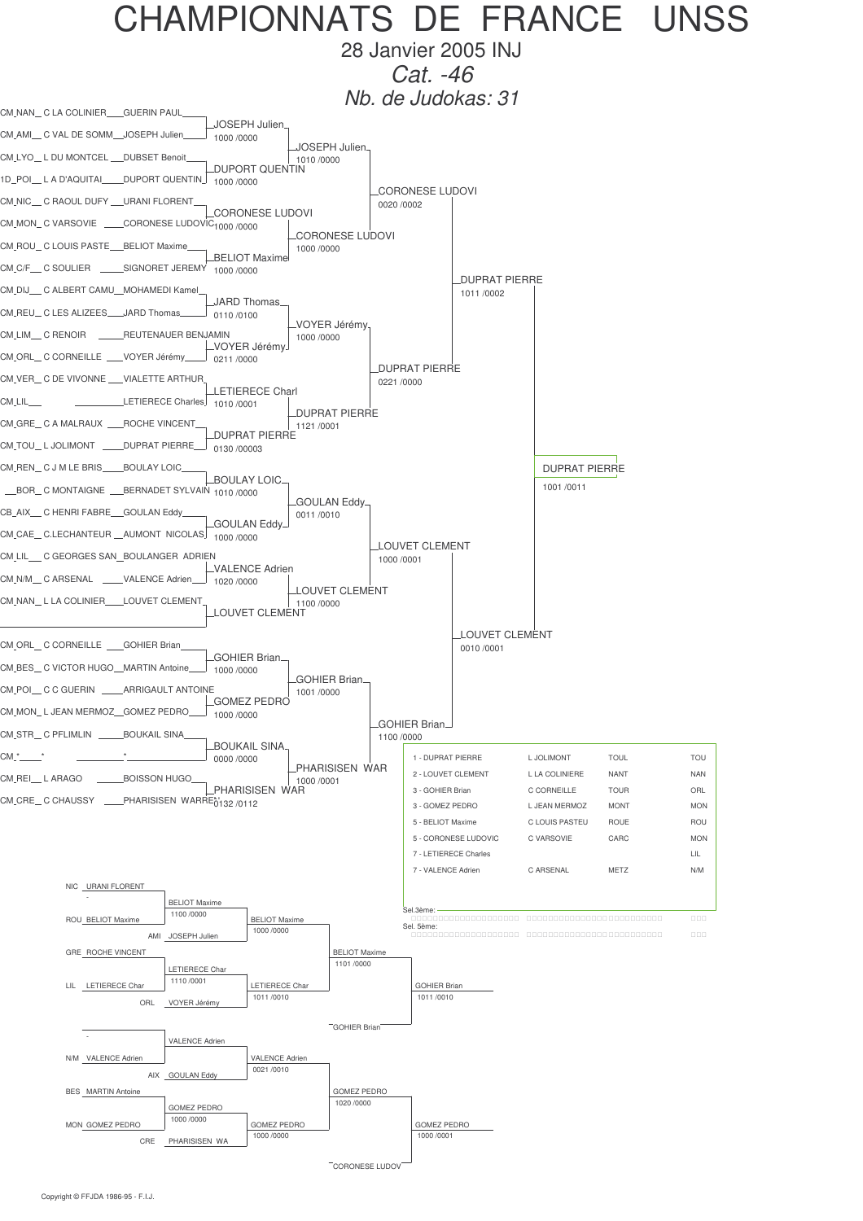# CHAMPIONNATS DE FRANCE UNSS

28 Janvier 2005 INJ

*Cat. -46*

*Nb. de Judokas: 31*

## Tableau principal

### Premier tour

| Combattant 1 | Combattant 2 | Vainqueur | Score |
|---|---|---|---|
| CM_NAN_ C LA COLINIER — GUERIN PAUL | CM_AMI_ C VAL DE SOMM — JOSEPH Julien | JOSEPH Julien | 1000 /0000 |
| CM_LYO_ L DU MONTCEL — DUBSET Benoit | 1D_POI_ L A D'AQUITAI — DUPORT QUENTIN | DUPORT QUENTIN | 1000 /0000 |
| CM_NIC_ C RAOUL DUFY — URANI FLORENT | CM_MON_ C VARSOVIE — CORONESE LUDOVIC | CORONESE LUDOVI | 1000 /0000 |
| CM_ROU_ C LOUIS PASTE — BELIOT Maxime | CM_C/F_ C SOULIER — SIGNORET JEREMY | BELIOT Maxime | 1000 /0000 |
| CM_DIJ_ C ALBERT CAMU — MOHAMEDI Kamel | CM_REU_ C LES ALIZEES — JARD Thomas | JARD Thomas | 0110 /0100 |
| CM_LIM_ C RENOIR — REUTENAUER BENJAMIN | CM_ORL_ C CORNEILLE — VOYER Jérémy | VOYER Jérémy | 0211 /0000 |
| CM_VER_ C DE VIVONNE — VIALETTE ARTHUR | CM_LIL_ — LETIERECE Charles | LETIERECE Charl | 1010 /0001 |
| CM_GRE_ C A MALRAUX — ROCHE VINCENT | CM_TOU_ L JOLIMONT — DUPRAT PIERRE | DUPRAT PIERRE | 0130 /00003 |
| CM_REN_ C J M LE BRIS — BOULAY LOIC | _BOR_ C MONTAIGNE — BERNADET SYLVAIN | BOULAY LOIC | 1010 /0000 |
| CB_AIX_ C HENRI FABRE — GOULAN Eddy | CM_CAE_ C.LECHANTEUR — AUMONT NICOLAS | GOULAN Eddy | 1000 /0000 |
| CM_LIL_ C GEORGES SAN — BOULANGER ADRIEN | CM_N/M_ C ARSENAL — VALENCE Adrien | VALENCE Adrien | 1020 /0000 |
| CM_NAN_ L LA COLINIER — LOUVET CLEMENT | — | LOUVET CLEMENT | |
| CM_ORL_ C CORNEILLE — GOHIER Brian | CM_BES_ C VICTOR HUGO — MARTIN Antoine | GOHIER Brian | 1000 /0000 |
| CM_POI_ C C GUERIN — ARRIGAULT ANTOINE | CM_MON_ L JEAN MERMOZ — GOMEZ PEDRO | GOMEZ PEDRO | 1000 /0000 |
| CM_STR_ C PFLIMLIN — BOUKAIL SINA | CM_*_ * | BOUKAIL SINA | 0000 /0000 |
| CM_REI_ L ARAGO — BOISSON HUGO | CM_CRE_ C CHAUSSY — PHARISISEN WARREN | PHARISISEN WAR | 0132 /0112 |

### Deuxième tour

| Vainqueur | Score |
|---|---|
| JOSEPH Julien | 1010 /0000 |
| CORONESE LUDOVI | 1000 /0000 |
| VOYER Jérémy | 1000 /0000 |
| DUPRAT PIERRE | 1121 /0001 |
| GOULAN Eddy | 0011 /0010 |
| LOUVET CLEMENT | 1100 /0000 |
| GOHIER Brian | 1001 /0000 |
| PHARISISEN WAR | 1000 /0001 |

### Quarts de finale

| Vainqueur | Score |
|---|---|
| CORONESE LUDOVI | 0020 /0002 |
| DUPRAT PIERRE | 0221 /0000 |
| LOUVET CLEMENT | 1000 /0001 |
| GOHIER Brian | 1100 /0000 |

### Demi-finales

| Vainqueur | Score |
|---|---|
| DUPRAT PIERRE | 1011 /0002 |
| LOUVET CLEMENT | 0010 /0001 |

### Finale

| Vainqueur | Score |
|---|---|
| DUPRAT PIERRE | 1001 /0011 |

## Classement

| Place - Nom | Établissement | Ville | Code |
|---|---|---|---|
| 1 - DUPRAT PIERRE | L JOLIMONT | TOUL | TOU |
| 2 - LOUVET CLEMENT | L LA COLINIERE | NANT | NAN |
| 3 - GOHIER Brian | C CORNEILLE | TOUR | ORL |
| 3 - GOMEZ PEDRO | L JEAN MERMOZ | MONT | MON |
| 5 - BELIOT Maxime | C LOUIS PASTEU | ROUE | ROU |
| 5 - CORONESE LUDOVIC | C VARSOVIE | CARC | MON |
| 7 - LETIERECE Charles | | | LIL |
| 7 - VALENCE Adrien | C ARSENAL | METZ | N/M |

Sel.3ème:

Sel. 5ème:

## Repêchages

### Tableau 1

| Combattant 1 | Combattant 2 | Vainqueur | Score |
|---|---|---|---|
| NIC URANI FLORENT | - | | |
| ROU BELIOT Maxime | AMI JOSEPH Julien | BELIOT Maxime | 1100 /0000 |
| (vainqueur précédent) | | BELIOT Maxime | 1000 /0000 |
| GRE ROCHE VINCENT | - | | |
| LIL LETIERECE Char | ORL VOYER Jérémy | LETIERECE Char | 1110 /0001 |
| (vainqueur précédent) | | LETIERECE Char | 1011 /0010 |
| BELIOT Maxime | LETIERECE Char | BELIOT Maxime | 1101 /0000 |
| BELIOT Maxime | GOHIER Brian | GOHIER Brian | 1011 /0010 |

### Tableau 2

| Combattant 1 | Combattant 2 | Vainqueur | Score |
|---|---|---|---|
| - | | | |
| N/M VALENCE Adrien | AIX GOULAN Eddy | VALENCE Adrien | |
| (vainqueur précédent) | | VALENCE Adrien | 0021 /0010 |
| BES MARTIN Antoine | | | |
| MON GOMEZ PEDRO | CRE PHARISISEN WA | GOMEZ PEDRO | 1000 /0000 |
| (vainqueur précédent) | | GOMEZ PEDRO | 1000 /0000 |
| VALENCE Adrien | GOMEZ PEDRO | GOMEZ PEDRO | 1020 /0000 |
| GOMEZ PEDRO | CORONESE LUDOV | GOMEZ PEDRO | 1000 /0001 |

Copyright © FFJDA 1986-95 - F.I.J.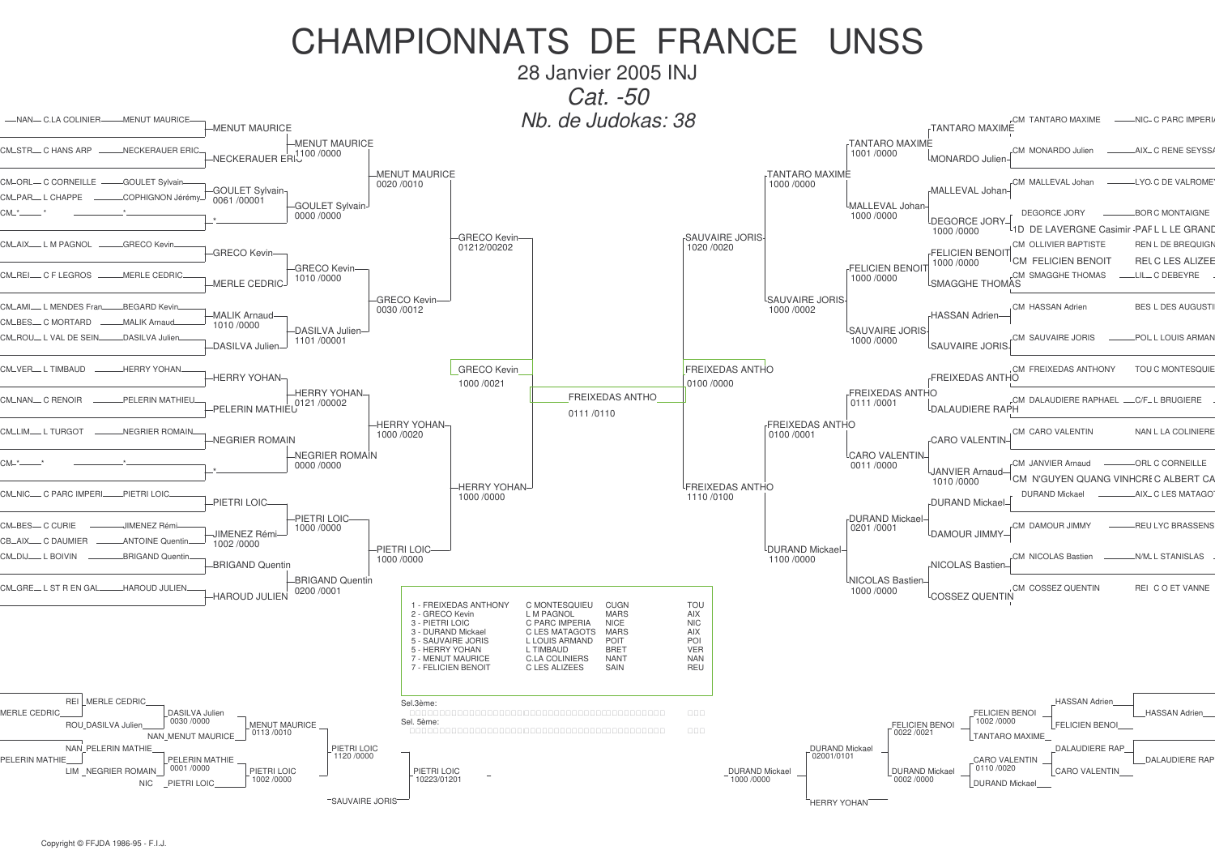# CHAMPIONNATS DE FRANCE UNSS

28 Janvier 2005 INJ

*Cat. -50*

*Nb. de Judokas: 38*

## Tableau gauche – 1er tour

| Ligue | Établissement | Judoka | Vainqueur |
|---|---|---|---|
| NAN | C.LA COLINIER | MENUT MAURICE | MENUT MAURICE |
| CM STR | C HANS ARP | NECKERAUER ERIC | NECKERAUER ERIC |
| CM ORL | C CORNEILLE | GOULET Sylvain | GOULET Sylvain (0061 /00001) |
| CM PAR | L CHAPPE | COPHIGNON Jérémy | |
| CM | * | * | * |
| CM AIX | L M PAGNOL | GRECO Kevin | GRECO Kevin |
| CM REI | C F LEGROS | MERLE CEDRIC | MERLE CEDRIC |
| CM AMI | L MENDES Fran | BEGARD Kevin | MALIK Arnaud (1010 /0000) |
| CM BES | C MORTARD | MALIK Arnaud | |
| CM ROU | L VAL DE SEIN | DASILVA Julien | DASILVA Julien |
| CM VER | L TIMBAUD | HERRY YOHAN | HERRY YOHAN |
| CM NAN | C RENOIR | PELERIN MATHIEU | PELERIN MATHIEU |
| CM LIM | L TURGOT | NEGRIER ROMAIN | NEGRIER ROMAIN |
| CM | * | * | * |
| CM NIC | C PARC IMPERI | PIETRI LOIC | PIETRI LOIC |
| CM BES | C CURIE | JIMENEZ Rémi | JIMENEZ Rémi (1002 /0000) |
| CB AIX | C DAUMIER | ANTOINE Quentin | |
| CM DIJ | L BOIVIN | BRIGAND Quentin | BRIGAND Quentin |
| CM GRE | L ST R EN GAL | HAROUD JULIEN | HAROUD JULIEN |

## Tableau gauche – tours suivants

- MENUT MAURICE (1100 /0000) ; GOULET Sylvain (0000 /0000) → MENUT MAURICE (0020 /0010)
- GRECO Kevin (1010 /0000) ; DASILVA Julien (1101 /00001) → GRECO Kevin (0030 /0012)
- MENUT MAURICE / GRECO Kevin → GRECO Kevin (01212/00202)
- HERRY YOHAN (0121 /00002) ; NEGRIER ROMAIN (0000 /0000) → HERRY YOHAN (1000 /0020)
- PIETRI LOIC (1000 /0000) ; BRIGAND Quentin (0200 /0001) → PIETRI LOIC (1000 /0000)
- HERRY YOHAN / PIETRI LOIC → HERRY YOHAN (1000 /0000)
- Finale de tableau : GRECO Kevin (1000 /0021)

## Tableau droit – 1er tour

| Judoka | Ligue | Établissement | Vainqueur |
|---|---|---|---|
| CM TANTARO MAXIME | NIC | C PARC IMPERI | TANTARO MAXIME |
| CM MONARDO Julien | AIX | C RENE SEYSS | MONARDO Julien |
| CM MALLEVAL Johan | LYO | C DE VALROME | MALLEVAL Johan |
| DEGORCE JORY | BOR | C MONTAIGNE | DEGORCE JORY (1000 /0000) |
| 1D DE LAVERGNE Casimir | PAR | L L LE GRAND | |
| CM OLLIVIER BAPTISTE | REN | L DE BREQUIGN | FELICIEN BENOIT (1000 /0000) |
| CM FELICIEN BENOIT | REI | C LES ALIZEE | |
| CM SMAGGHE THOMAS | LIL | C DEBEYRE | SMAGGHE THOMAS |
| CM HASSAN Adrien | BES | L DES AUGUSTI | HASSAN Adrien |
| CM SAUVAIRE JORIS | POI | L LOUIS ARMAN | SAUVAIRE JORIS |
| CM FREIXEDAS ANTHONY | TOU | C MONTESQUIE | FREIXEDAS ANTHO |
| CM DALAUDIERE RAPHAEL | C/F | L BRUGIERE | DALAUDIERE RAPH |
| CM CARO VALENTIN | NAN | L LA COLINIERE | CARO VALENTIN |
| CM JANVIER Arnaud | ORL | C CORNEILLE | JANVIER Arnaud (1010 /0000) |
| CM N'GUYEN QUANG VINHCRE | | C ALBERT CA | |
| DURAND Mickael | AIX | C LES MATAGO | DURAND Mickael |
| CM DAMOUR JIMMY | REU | LYC BRASSENS | DAMOUR JIMMY |
| CM NICOLAS Bastien | N/M | L STANISLAS | NICOLAS Bastien |
| CM COSSEZ QUENTIN | REI | C O ET VANNE | COSSEZ QUENTIN |

## Tableau droit – tours suivants

- TANTARO MAXIME (1001 /0000) ; MALLEVAL Johan (1000 /0000) → TANTARO MAXIME (1000 /0000)
- FELICIEN BENOIT (1000 /0000) ; SAUVAIRE JORIS (1000 /0000) → SAUVAIRE JORIS (1000 /0002)
- TANTARO MAXIME / SAUVAIRE JORIS → SAUVAIRE JORIS (1020 /0020)
- FREIXEDAS ANTHO (0111 /0001) ; CARO VALENTIN (0011 /0000) → FREIXEDAS ANTHO (0100 /0001)
- DURAND Mickael (0201 /0001) ; NICOLAS Bastien (1000 /0000) → DURAND Mickael (1100 /0000)
- FREIXEDAS ANTHO / DURAND Mickael → FREIXEDAS ANTHO (1110 /0100)
- Finale de tableau : FREIXEDAS ANTHO (0100 /0000)

## Finale

FREIXEDAS ANTHO — 0111 /0110

## Classement

| Place | Judoka | Établissement | Ville | Ligue |
|---|---|---|---|---|
| 1 | FREIXEDAS ANTHONY | C MONTESQUIEU | CUGN | TOU |
| 2 | GRECO Kevin | L M PAGNOL | MARS | AIX |
| 3 | PIETRI LOIC | C PARC IMPERIA | NICE | NIC |
| 3 | DURAND Mickael | C LES MATAGOTS | MARS | AIX |
| 5 | SAUVAIRE JORIS | L LOUIS ARMAND | POIT | POI |
| 5 | HERRY YOHAN | L TIMBAUD | BRET | VER |
| 7 | MENUT MAURICE | C.LA COLINIERS | NANT | NAN |
| 7 | FELICIEN BENOIT | C LES ALIZEES | SAIN | REU |

Sel.3ème:

Sel. 5ème:

## Repêchages – côté gauche

- REI MERLE CEDRIC / ROU DASILVA Julien → DASILVA Julien (0030 /0000)
- DASILVA Julien / NAN MENUT MAURICE → MENUT MAURICE (0113 /0010)
- MERLE CEDRIC
- NAN PELERIN MATHIE / LIM NEGRIER ROMAIN → PELERIN MATHIE (0001 /0000)
- PELERIN MATHIE / NIC PIETRI LOIC → PIETRI LOIC (1002 /0000)
- PELERIN MATHIE
- MENUT MAURICE / PIETRI LOIC → PIETRI LOIC (1120 /0000)
- PIETRI LOIC / SAUVAIRE JORIS → PIETRI LOIC (10223/01201)

## Repêchages – côté droit

- HASSAN Adrien / FELICIEN BENOI → FELICIEN BENOI
- FELICIEN BENOI / TANTARO MAXIME → FELICIEN BENOI (1002 /0000)
- HASSAN Adrien
- DALAUDIERE RAP / CARO VALENTIN → CARO VALENTIN
- CARO VALENTIN / DURAND Mickael → CARO VALENTIN (0110 /0020)
- DALAUDIERE RAP
- FELICIEN BENOI (0022 /0021) / DURAND Mickael (0002 /0000) → DURAND Mickael (02001/0101)
- DURAND Mickael / HERRY YOHAN → DURAND Mickael (1000 /0000)

Copyright © FFJDA 1986-95 - F.I.J.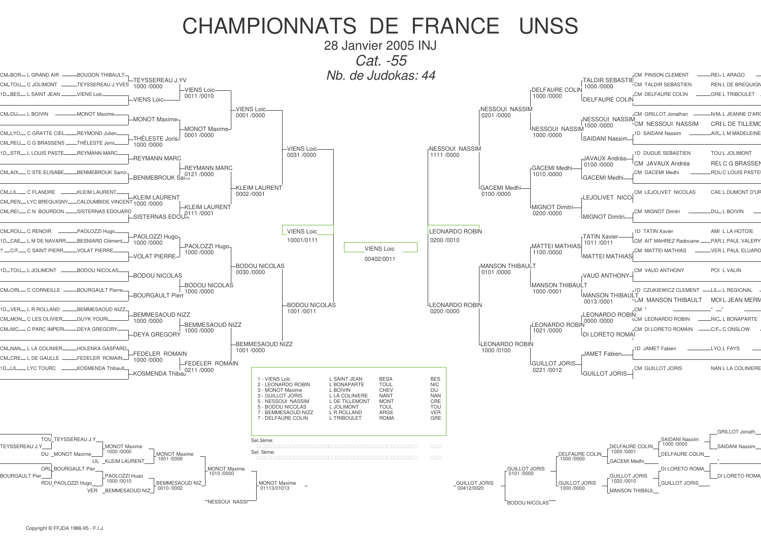# CHAMPIONNATS DE FRANCE UNSS

28 Janvier 2005 INJ

*Cat. -55*

*Nb. de Judokas: 44*

## Tableau gauche

| Ligue / Club | Judoka | 1er tour | 2e tour | 3e tour | Demi |
|---|---|---|---|---|---|
| CM_BOR_ L GRAND AIR | BOUGON THIBAULT | TEYSSEREAU J.YV 1000 /0000 | VIENS Loic 0011 /0010 | VIENS Loic 0001 /0000 | VIENS Loic 0031 /0000 |
| CM_TOU_ C JOLIMONT | TEYSSEREAU J.YVES | | | | |
| 1D_BES_ L SAINT JEAN | VIENS Loic | VIENS Loic | | | |
| CM_DIJ_ L BOIVIN | MONOT Maxime | MONOT Maxime | MONOT Maxime 0001 /0000 | | |
| CM_LYO_ C GRATTE CIEL | REYMOND Julien | THÉLESTE Joris 1000 /0000 | | | |
| CM_REU_ C G BRASSENS | THÉLESTE Joris | | | | |
| 1D_STR_ L LOUIS PASTE | REYMANN MARC | REYMANN MARC | REYMANN MARC 0121 /0000 | KLEIM LAURENT 0002 /0001 | |
| CM_AIX_ C STE ELISABE | BENMEBROUK Samir | BENMEBROUK Sami | | | |
| CM_LIL_ C FLANDRE | KLEIM LAURENT | KLEIM LAURENT 1000 /0000 | KLEIM LAURENT 0111 /0001 | | |
| CM_REN_ LYC BREQUIGNY | CALDUMBIDE VINCENT | | | | |
| CM_REI_ C N BOURDON | SISTERNAS EDOUARD | SISTERNAS EDOUA | | | |
| CM_ROU_ C RENOIR | PAOLOZZI Hugo | PAOLOZZI Hugo 1000 /0000 | PAOLOZZI Hugo 1000 /0000 | BODOU NICOLAS 0030 /0000 | BODOU NICOLAS 1001 /0011 |
| 1D_CAE_ L M DE NAVARR | BESNIARD Clément | | | | |
| ? _C/F_ C SAINT PIERR | VOLAT PIERRE | VOLAT PIERRE | | | |
| 1D_TOU_ L JOLIMONT | BODOU NICOLAS | BODOU NICOLAS | BODOU NICOLAS 1000 /0000 | | |
| CM_ORL_ C CORNEILLE | BOURGAULT Pierre | BOURGAULT Pierr | | | |
| 1D_VER_ L R ROLLAND | BEMMESAOUD NIZZ | BEMMESAOUD NIZZ 1000 /0000 | BEMMESAOUD NIZZ 1000 /0000 | BEMMESAOUD NIZZ 1001 /0000 | |
| CM_MON_ C LES OLIVIER | GUYK YOURI | | | | |
| CM_NIC_ C PARC IMPERI | DEYA GREGORY | DEYA GREGORY | | | |
| CM_NAN_ L LA COLINIER | HOLENKA GASPARD | FEDELER ROMAIN 1000 /0000 | FEDELER ROMAIN 0211 /0000 | | |
| CM_CRE_ L DE GAULLE | FEDELER ROMAIN | | | | |
| 1D_LIL_ LYC TOURC | KOSMENDA Thibault | KOSMENDA Thibau | | | |

Demi-finale gauche : VIENS Loic 10001/0111

## Finale

VIENS Loic 00402/0011

## Tableau droit

| Demi | 3e tour | 2e tour | 1er tour | Judoka | Ligue / Club |
|---|---|---|---|---|---|
| NESSOUI NASSIM 1111 /0000 | NESSOUI NASSIM 0201 /0000 | DELFAURE COLIN 1000 /0000 | TALDIR SEBASTIE 1000 /0000 | CM PINSON CLEMENT | REI_ L ARAGO |
| | | | | CM TALDIR SEBASTIEN | REN L DE BREQUIGN |
| | | | DELFAURE COLIN | CM DELFAURE COLIN | GRE L TRIBOULET |
| | | NESSOUI NASSIM 1000 /0000 | NESSOUI NASSIM 1000 /0000 | CM GRILLOT Jonathan | N/M_ L JEANNE D'ARC |
| | | | | CM NESSOUI NASSIM | CRE L DE TILLEMO |
| | | | SAIDANI Nassim | 1D SAIDANI Nassim | AIX_ L M MADELEINE |
| | GACEMI Medhi 0100 /0000 | GACEMI Medhi 1010 /0000 | JAVAUX Andréa 0100 /0000 | 1D DUGUE SEBASTIEN | TOU L JOLIMONT |
| | | | | CM JAVAUX Andréa | REI C G BRASSEN |
| | | | GACEMI Medhi | CM GACEMI Medhi | ROU C LOUIS PASTE |
| | | MIGNOT Dimitri 0200 /0000 | LEJOLIVET NICO | CM LEJOLIVET NICOLAS | CAE L.DUMONT D'UR |
| | | | MIGNOT Dimitri | CM MIGNOT Dimitri | DIJ_ L BOIVIN |
| LEONARDO ROBIN 0200 /0000 | MANSON THIBAULT 0101 /0000 | MATTEI MATHIAS 1100 /0000 | TATIN Xavier 1011 /0011 | 1D TATIN Xavier | AMI L LA HOTOIE |
| | | | | CM AIT MAHREZ Radouane | PAR L PAUL VALERY |
| | | | MATTEI MATHIAS | CM MATTEI MATHIAS | VER L PAUL ELUARD |
| | | MANSON THIBAULT 1000 /0001 | VAUD ANTHONY | CM VAUD ANTHONY | POI L VALIN |
| | | | MANSON THIBAULT 0013 /0001 | 1D CZUKIEWICZ CLEMENT | LIL_ L REGIONAL |
| | | | | CM MANSON THIBAULT | MOI L JEAN MERM |
| | LEONARDO ROBIN 1000 /0100 | LEONARDO ROBIN 1021 /0000 | LEONARDO ROBIN 0000 /0000 | CM * | * _* |
| | | | | CM LEONARDO ROBIN | NIC_ L BONAPARTE |
| | | | DI LORETO ROMAI | CM DI LORETO ROMAIN | C/F_ C ONSLOW |
| | | GUILLOT JORIS 0221 /0012 | JAMET Fabien | 1D JAMET Fabien | LYO L FAYS |
| | | | GUILLOT JORIS | CM GUILLOT JORIS | NAN L LA COLINIERE |

Demi-finale droite : LEONARDO ROBIN 0200 /0010

## Classement

| Rang | Nom | Établissement | Ville | Ligue |
|---|---|---|---|---|
| 1 | VIENS Loic | L SAINT JEAN | BESA | BES |
| 2 | LEONARDO ROBIN | L BONAPARTE | TOUL | NIC |
| 3 | MONOT Maxime | L BOIVIN | CHEV | DIJ |
| 3 | GUILLOT JORIS | L LA COLINIERE | NANT | NAN |
| 5 | NESSOUI NASSIM | L DE TILLEMONT | MONT | CRE |
| 5 | BODOU NICOLAS | L JOLIMONT | TOUL | TOU |
| 7 | BEMMESAOUD NIZZ | L R ROLLAND | ARGE | VER |
| 7 | DELFAURE COLIN | L TRIBOULET | ROMA | GRE |

Sel.3ème:

Sel. 5ème:

## Repêchages gauche

- TOU TEYSSEREAU J.Y / TEYSSEREAU J.Y
- DIJ MONOT Maxime / LIL KLEIM LAURENT → MONOT Maxime 1000 /0000
- MONOT Maxime 1001 /0000
- ORL BOURGAULT Pier / BOURGAULT Pier
- ROU PAOLOZZI Hugo → PAOLOZZI Hugo 1000 /0010
- VER BEMMESAOUD NIZ → BEMMESAOUD NIZ 0010 /0002
- MONOT Maxime 1010 /0000
- NESSOUI NASSI
- MONOT Maxime 01113/01013

## Repêchages droit

- GRILLOT Jonath
- SAIDANI Nassim 1000 /0000 / SAIDANI Nassim
- DELFAURE COLIN 1000 /0001 / DELFAURE COLIN
- GACEMI Medhi
- DELFAURE COLIN 1000 /0000
- *
- DI LORETO ROMA / DI LORETO ROMA
- GUILLOT JORIS 1020 /0010 / GUILLOT JORIS
- MANSON THIBAUL
- GUILLOT JORIS 1000 /0000
- GUILLOT JORIS 0101 /0000
- BODOU NICOLAS
- GUILLOT JORIS 00412/0020

Copyright © FFJDA 1986-95 - F.I.J.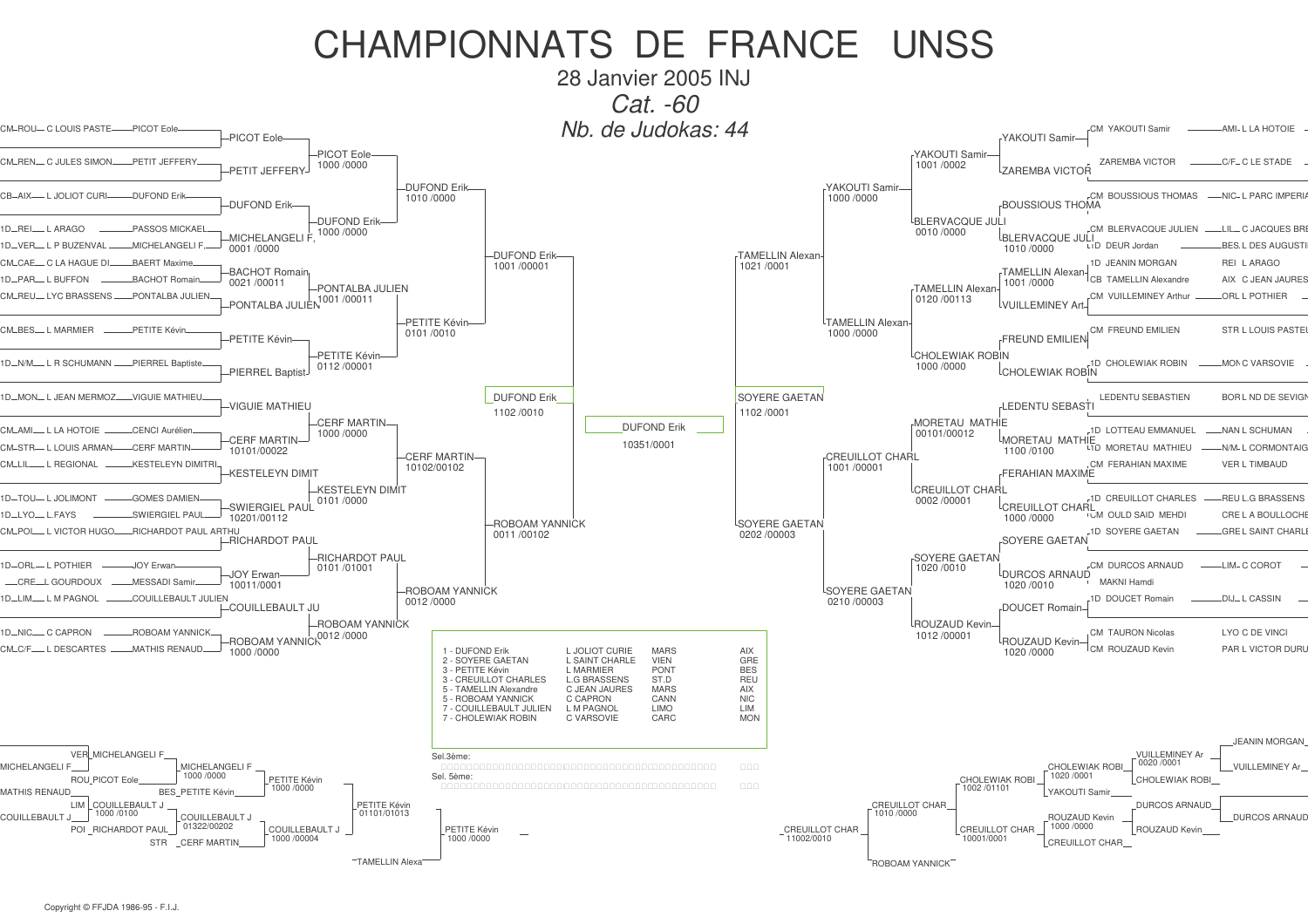# CHAMPIONNATS DE FRANCE UNSS

28 Janvier 2005 INJ

*Cat. -60*

*Nb. de Judokas: 44*

## Tableau gauche

| Ligue | Établissement | Judoka |
|---|---|---|
| CM_ROU | C LOUIS PASTE | PICOT Eole |
| CM_REN | C JULES SIMON | PETIT JEFFERY |
| CB_AIX | L JOLIOT CURI | DUFOND Erik |
| 1D_REI | L ARAGO | PASSOS MICKAEL |
| 1D_VER | L P BUZENVAL | MICHELANGELI F. |
| CM_CAE | C LA HAGUE DI | BAERT Maxime |
| 1D_PAR | L BUFFON | BACHOT Romain |
| CM_REU | LYC BRASSENS | PONTALBA JULIEN |
| CM_BES | L MARMIER | PETITE Kévin |
| 1D_N/M | L R SCHUMANN | PIERREL Baptiste |
| 1D_MON | L JEAN MERMOZ | VIGUIE MATHIEU |
| CM_AMI | L LA HOTOIE | CENCI Aurélien |
| CM_STR | L LOUIS ARMAN | CERF MARTIN |
| CM_LIL | L REGIONAL | KESTELEYN DIMITRI |
| 1D_TOU | L JOLIMONT | GOMES DAMIEN |
| 1D_LYO | L FAYS | SWIERGIEL PAUL |
| CM_POI | L VICTOR HUGO | RICHARDOT PAUL ARTHU |
| 1D_ORL | L POTHIER | JOY Erwan |
| _CRE | L GOURDOUX | MESSADI Samir |
| 1D_LIM | L M PAGNOL | COUILLEBAULT JULIEN |
| 1D_NIC | C CAPRON | ROBOAM YANNICK |
| CM_C/F | L DESCARTES | MATHIS RENAUD |

Résultats des tours (gauche) :

- PICOT Eole – PETIT JEFFERY → PICOT Eole 1000 /0000
- DUFOND Erik → DUFOND Erik
- MICHELANGELI F. 0001 /0000 → DUFOND Erik 1000 /0000 → DUFOND Erik 1010 /0000
- BACHOT Romain 0021 /00011 – PONTALBA JULIEN → PONTALBA JULIEN 1001 /00011
- PETITE Kévin – PIERREL Baptist → PETITE Kévin 0112 /00001 → PETITE Kévin 0101 /0010
- DUFOND Erik 1001 /00001
- VIGUIE MATHIEU – CERF MARTIN 10101/00022 → CERF MARTIN 1000 /0000
- KESTELEYN DIMIT – SWIERGIEL PAUL 10201/00112 → KESTELEYN DIMIT 0101 /0000 → CERF MARTIN 10102/00102
- RICHARDOT PAUL – JOY Erwan 10011/0001 → RICHARDOT PAUL 0101 /01001
- COUILLEBAULT JU – ROBOAM YANNICK 1000 /0000 → ROBOAM YANNICK 0012 /0000 → ROBOAM YANNICK 0012 /0000
- ROBOAM YANNICK 0011 /00102
- DUFOND Erik 1102 /0010

## Finale

DUFOND Erik 10351/0001

## Tableau droit

| Judoka | Ligue | Établissement |
|---|---|---|
| CM YAKOUTI Samir | AMI | L LA HOTOIE |
| ZAREMBA VICTOR | C/F | C LE STADE |
| CM BOUSSIOUS THOMAS | NIC | L PARC IMPERIA |
| CM BLERVACQUE JULIEN | LIL | C JACQUES BRE |
| 1D DEUR Jordan | BES | L DES AUGUSTI |
| 1D JEANIN MORGAN | REI | L ARAGO |
| CB TAMELLIN Alexandre | AIX | C JEAN JAURES |
| CM VUILLEMINEY Arthur | ORL | L POTHIER |
| CM FREUND EMILIEN | STR | L LOUIS PASTEU |
| 1D CHOLEWIAK ROBIN | MON | C VARSOVIE |
| LEDENTU SEBASTIEN | BOR | L ND DE SEVIGN |
| 1D LOTTEAU EMMANUEL | NAN | L SCHUMAN |
| 1D MORETAU MATHIEU | N/M | L CORMONTAIG |
| CM FERAHIAN MAXIME | VER | L TIMBAUD |
| 1D CREUILLOT CHARLES | REU | L.G BRASSENS |
| CM OULD SAID MEHDI | CRE | L A BOULLOCHE |
| 1D SOYERE GAETAN | GRE | L SAINT CHARLE |
| CM DURCOS ARNAUD | LIM | C COROT |
| MAKNI Hamdi | | |
| 1D DOUCET Romain | DIJ | L CASSIN |
| CM TAURON Nicolas | LYO | C DE VINCI |
| CM ROUZAUD Kevin | PAR | L VICTOR DURU |

Résultats des tours (droite) :

- YAKOUTI Samir – ZAREMBA VICTOR → YAKOUTI Samir 1001 /0002
- BOUSSIOUS THOMA – BLERVACQUE JULI 1010 /0000 → BLERVACQUE JULI 0010 /0000
- YAKOUTI Samir 1000 /0000
- TAMELLIN Alexan 1001 /0000 – VUILLEMINEY Art → TAMELLIN Alexan 0120 /00113
- FREUND EMILIEN – CHOLEWIAK ROBIN → CHOLEWIAK ROBIN 1000 /0000
- TAMELLIN Alexan 1000 /0000
- TAMELLIN Alexan 1021 /0001
- LEDENTU SEBASTI – MORETAU MATHIE 1100 /0100 → MORETAU MATHIE 00101/00012
- FERAHIAN MAXIME – CREUILLOT CHARL 1000 /0000 → CREUILLOT CHARL 0002 /00001
- CREUILLOT CHARL 1001 /00001
- SOYERE GAETAN – DURCOS ARNAUD 1020 /0010 → SOYERE GAETAN 1020 /0010
- DOUCET Romain – ROUZAUD Kevin 1020 /0000 → ROUZAUD Kevin 1012 /00001
- SOYERE GAETAN 0210 /00003
- SOYERE GAETAN 0202 /00003
- SOYERE GAETAN 1102 /0001

## Classement

| Place | Judoka | Établissement | Ville | Ligue |
|---|---|---|---|---|
| 1 | DUFOND Erik | L JOLIOT CURIE | MARS | AIX |
| 2 | SOYERE GAETAN | L SAINT CHARLE | VIEN | GRE |
| 3 | PETITE Kévin | L MARMIER | PONT | BES |
| 3 | CREUILLOT CHARLES | L.G BRASSENS | ST.D | REU |
| 5 | TAMELLIN Alexandre | C JEAN JAURES | MARS | AIX |
| 5 | ROBOAM YANNICK | C CAPRON | CANN | NIC |
| 7 | COUILLEBAULT JULIEN | L M PAGNOL | LIMO | LIM |
| 7 | CHOLEWIAK ROBIN | C VARSOVIE | CARC | MON |

Sel.3ème:

Sel. 5ème:

## Repêchages

### Côté gauche

- VER MICHELANGELI F. – MICHELANGELI F → MICHELANGELI F 1000 /0000
- ROU PICOT Eole – BES PETITE Kévin → PETITE Kévin 1000 /0000
- MATHIS RENAUD
- LIM COUILLEBAULT J 1000 /0100 – COUILLEBAULT J → COUILLEBAULT J 01322/00202
- POI RICHARDOT PAUL – STR CERF MARTIN → COUILLEBAULT J 1000 /00004
- PETITE Kévin 01101/01013
- PETITE Kévin 1000 /0000
- TAMELLIN Alexa

### Côté droit

- JEANIN MORGAN – VUILLEMINEY Ar 0020 /0001 → VUILLEMINEY Ar
- CHOLEWIAK ROBI 1020 /0001 – CHOLEWIAK ROBI – YAKOUTI Samir
- CHOLEWIAK ROBI 1002 /01101
- DURCOS ARNAUD – ROUZAUD Kevin → DURCOS ARNAUD
- ROUZAUD Kevin 1000 /0000 – CREUILLOT CHAR
- CREUILLOT CHAR 10001/0001
- CREUILLOT CHAR 1010 /0000
- ROBOAM YANNICK
- CREUILLOT CHAR 11002/0010

Copyright © FFJDA 1986-95 - F.I.J.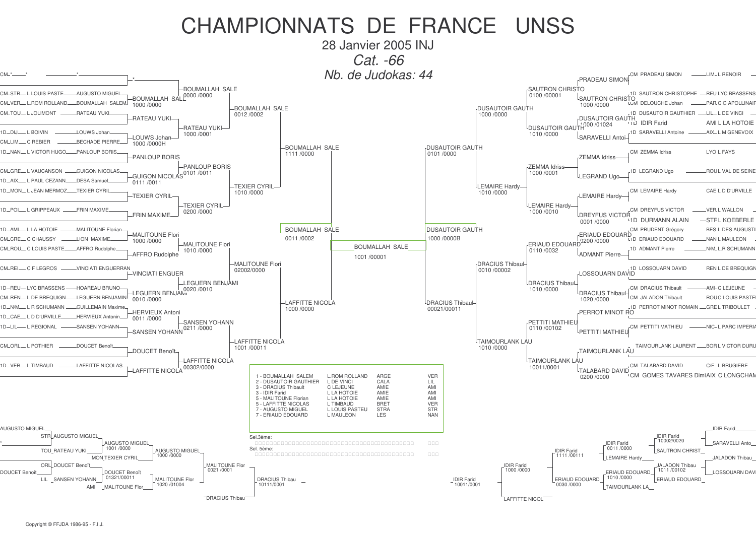# CHAMPIONNATS DE FRANCE UNSS

28 Janvier 2005 INJ

*Cat. -66*

*Nb. de Judokas: 44*

## Tableau gauche

| Cat. | Établissement | Judoka |
|---|---|---|
| CM | * | * |
| CM_STR | L LOUIS PASTE | AUGUSTO MIGUEL |
| CM_VER | L.ROM ROLLAND | BOUMALLAH SALEM |
| CM_TOU | L JOLIMONT | RATEAU YUKI |
| 1D_DIJ | L BOIVIN | LOUWS Johan |
| CM_LIM | C REBIER | BECHADE PIERRE |
| 1D_NAN | L VICTOR HUGO | PANLOUP BORIS |
| CM_GRE | L VAUCANSON | GUIGON NICOLAS |
| 1D_AIX | L PAUL CEZANN | DESA Samuel |
| 1D_MON | L JEAN MERMOZ | TEXIER CYRIL |
| 1D_POI | L GRIPPEAUX | FRIN MAXIME |
| 1D_AMI | L LA HOTOIE | MALITOUNE Florian |
| CM_CRE | C CHAUSSY | LION MAXIME |
| CM_ROU | C LOUIS PASTE | AFFRO Rudolphe |
| CM_REI | C F LEGROS | VINCIATI ENGUERRAN |
| 1D_REU | LYC BRASSENS | HOAREAU BRUNO |
| CM_REN | L DE BREQUIGN | LEGUERN BENJAMIN |
| 1D_N/M | L R SCHUMANN | GUILLEMAIN Maxime |
| 1D_CAE | L D D'URVILLE | HERVIEUX Antonin |
| 1D_LIL | L REGIONAL | SANSEN YOHANN |
| CM_ORL | L POTHIER | DOUCET Benoît |
| 1D_VER | L TIMBAUD | LAFFITTE NICOLAS |

### 1er tour
- * 
- BOUMALLAH SALE (1000 /0000)
- RATEAU YUKI
- LOUWS Johan (1000 /0000H)
- PANLOUP BORIS
- GUIGON NICOLAS (0111 /0011)
- TEXIER CYRIL
- FRIN MAXIME
- MALITOUNE Flori (1000 /0000)
- AFFRO Rudolphe
- VINCIATI ENGUER
- LEGUERN BENJAMI (0010 /0000)
- HERVIEUX Antoni (0011 /0000)
- SANSEN YOHANN
- DOUCET Benoît
- LAFFITTE NICOLA

### 2e tour
- BOUMALLAH SALE (0000 /0000)
- RATEAU YUKI (1000 /0001)
- PANLOUP BORIS (0101 /0011)
- TEXIER CYRIL (0200 /0000)
- MALITOUNE Flori (1010 /0000)
- LEGUERN BENJAMI (0020 /0010)
- SANSEN YOHANN (0211 /0000)
- LAFFITTE NICOLA (00302/0000)

### 3e tour
- BOUMALLAH SALE (0012 /0002)
- TEXIER CYRIL (1010 /0000)
- MALITOUNE Flori (02002/0000)
- LAFFITTE NICOLA (1001 /00011)

### Quarts
- BOUMALLAH SALE (1111 /0000)
- LAFFITTE NICOLA (1000 /0000)

### Demi-finale
- BOUMALLAH SALE (0011 /0002)

## Finale
BOUMALLAH SALE (1001 /00001)

## Tableau droit

| Cat. | Judoka | Établissement |
|---|---|---|
| CM | PRADEAU SIMON | LIM L RENOIR |
| 1D | SAUTRON CHRISTOPHE | REU LYC BRASSENS |
| CM | DELOUCHE Johan | PAR C G APOLLINAIR |
| 1D | DUSAUTOIR GAUTHIER | LIL L DE VINCI |
| 1D | IDIR Farid | AMI L LA HOTOIE |
| 1D | SARAVELLI Antoine | AIX L M GENEVOIX |
| CM | ZEMMA Idriss | LYO L FAYS |
| 1D | LEGRAND Ugo | ROU L VAL DE SEINE |
| CM | LEMAIRE Hardy | CAE L D D'URVILLE |
| CM | DREYFUS VICTOR | VER L WALLON |
| 1D | DURMANN ALAIN | STF L KOEBERLE |
| CM | PRUDENT Grégory | BES L DES AUGUSTI |
| 1D | ERIAUD EDOUARD | NAN L MAULEON |
| 1D | ADMANT Pierre | N/M L R SCHUMANN |
| 1D | LOSSOUARN DAVID | REN L DE BREQUIGN |
| CM | DRACIUS Thibault | AMI C LEJEUNE |
| CM | JALADON Thibault | ROU C LOUIS PASTE |
| 1D | PERROT MINOT ROMAIN | GRE L TRIBOULET |
| CM | PETTITI MATHIEU | NIC L PARC IMPERIA |
| | TAIMOURLANK LAURENT | BOR L VICTOR DURU |
| CM | TALABARD DAVID | C/F L BRUGIERE |
| CM | GOMES TAVARES Dimi | AIX C LONGCHAM |

### 1er tour
- PRADEAU SIMON
- SAUTRON CHRISTO (1000 /0000)
- DUSAUTOIR GAUTH (1000 /01024)
- SARAVELLI Antoi
- ZEMMA Idriss
- LEGRAND Ugo
- LEMAIRE Hardy
- DREYFUS VICTOR (0001 /0000)
- ERIAUD EDOUARD (0200 /0000)
- ADMANT Pierre
- LOSSOUARN DAVID
- DRACIUS Thibaul (1020 /0000)
- PERROT MINOT RO
- PETTITI MATHIEU
- TAIMOURLANK LAU
- TALABARD DAVID (0200 /0000)

### 2e tour
- SAUTRON CHRISTO (0100 /00001)
- DUSAUTOIR GAUTH (1010 /0000)
- ZEMMA Idriss (1000 /0001)
- LEMAIRE Hardy (1000 /0010)
- ERIAUD EDOUARD (0110 /0032)
- DRACIUS Thibaul (1010 /0000)
- PETTITI MATHIEU (0110 /00102)
- TAIMOURLANK LAU (10011/0001)

### 3e tour
- DUSAUTOIR GAUTH (1000 /0000)
- LEMAIRE Hardy (1010 /0000)
- DRACIUS Thibaul (0010 /00002)
- TAIMOURLANK LAU (1010 /0000)

### Quarts
- DUSAUTOIR GAUTH (0101 /0000)
- DRACIUS Thibaul (00021/00011)

### Demi-finale
- DUSAUTOIR GAUTH (1000 /0000B)

## Classement

| Place | Judoka | Établissement | Médaille | Académie |
|---|---|---|---|---|
| 1 | BOUMALLAH SALEM | L.ROM ROLLAND | ARGE | VER |
| 2 | DUSAUTOIR GAUTHIER | L DE VINCI | CALA | LIL |
| 3 | DRACIUS Thibault | C LEJEUNE | AMIE | AMI |
| 3 | IDIR Farid | L LA HOTOIE | AMIE | AMI |
| 5 | MALITOUNE Florian | L LA HOTOIE | AMIE | AMI |
| 5 | LAFFITTE NICOLAS | L TIMBAUD | BRET | VER |
| 7 | AUGUSTO MIGUEL | L LOUIS PASTEU | STRA | STR |
| 7 | ERIAUD EDOUARD | L MAULEON | LES | NAN |

Sel.3ème:

Sel. 5ème:

## Repêchages gauche

- AUGUSTO MIGUEL
- STR AUGUSTO MIGUEL
- *
- TOU RATEAU YUKI
- AUGUSTO MIGUEL (1001 /0000)
- MON TEXIER CYRIL
- AUGUSTO MIGUEL (1000 /0000)
- ORL DOUCET Benoît
- DOUCET Benoît
- LIL SANSEN YOHANN
- DOUCET Benoît (01321/00011)
- AMI MALITOUNE Flor
- MALITOUNE Flor (1020 /01004)
- MALITOUNE Flor (0021 /0001)
- DRACIUS Thibau
- DRACIUS Thibau (10111/0001)

## Repêchages droit

- IDIR Farid
- SARAVELLI Anto
- IDIR Farid (10002/0020)
- SAUTRON CHRIST
- IDIR Farid (0011 /0000)
- LEMAIRE Hardy
- IDIR Farid (1111 /00111)
- JALADON Thibau
- LOSSOUARN DAV
- JALADON Thibau (1011 /00102)
- ERIAUD EDOUARD
- ERIAUD EDOUARD (1010 /0000)
- TAIMOURLANK LA
- ERIAUD EDOUARD (0030 /0000)
- IDIR Farid (1000 /0000)
- LAFFITTE NICOL
- IDIR Farid (10011/0001)

Copyright © FFJDA 1986-95 - F.I.J.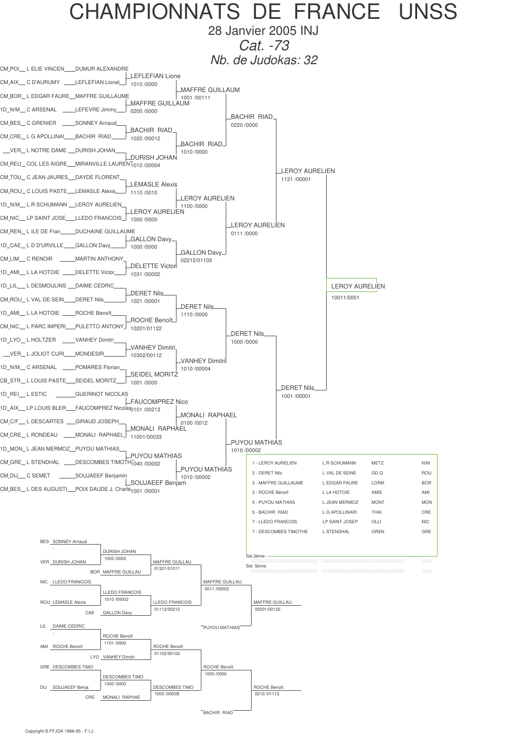# CHAMPIONNATS DE FRANCE UNSS

28 Janvier 2005 INJ

*Cat. -73*

*Nb. de Judokas: 32*

## Tableau principal

### 1er tour

| Combattant 1 | Combattant 2 | Vainqueur | Score |
|---|---|---|---|
| CM_POI__ L ELIE VINCEN___DUMUR ALEXANDRE | CM_AIX__ C D'AURUMY ____LEFLEFIAN Lionel | LEFLEFIAN Lione | 1010 /0000 |
| CM_BOR__ L EDGAR FAURE__MAFFRE GUILLAUME | 1D_N/M__ C ARSENAL ____LEFEVRE Jimmy | MAFFRE GUILLAUM | 0200 /0000 |
| CM_BES__ C GRENIER ____SONNEY Arnaud | CM_CRE__ L G APOLLINAI____BACHIR RIAD | BACHIR RIAD | 1020 /00012 |
| __VER__ L NOTRE DAME __DURISH JOHAN | CM_REU__ COL LES AIGRE__MIRANVILLE LAUREN | DURISH JOHAN | 1010 /00004 |
| CM_TOU__ C JEAN JAURES__DAYDE FLORENT | CM_ROU__ C LOUIS PASTE__LEMASLE Alexis | LEMASLE Alexis | 1110 /0010 |
| 1D_N/M__ L.R SCHUMANN __LEROY AURELIEN | CM_NIC__ LP SAINT JOSE___LLEDO FRANCOIS | LEROY AURELIEN | 1000 /0000 |
| CM_REN__ L ILE DE Fran____DUCHAINE GUILLAUME | 1D_CAE__ L D D'URVILLE___GALLON Davy | GALLON Davy | 1000 /0000 |
| CM_LIM__ C RENOIR ____MARTIN ANTHONY | 1D_AMI__ L LA HOTOIE ____DELETTE Victor | DELETTE Victor | 1031 /00002 |
| 1D_LIL__ L DESMOULINS __DAIME CEDRIC | CM_ROU__ L VAL DE SEIN___DERET Nils | DERET Nils | 1021 /00001 |
| 1D_AMI__ L LA HOTOIE ____ROCHE Benoît | CM_NIC__ L PARC IMPERI___PULETTO ANTONY | ROCHE Benoît | 10201/01122 |
| 1D_LYO__ L HOLTZER ____VANHEY Dimitri | __VER__ L JOLIOT CURI___MONDESIR | VANHEY Dimitri | 10302/00112 |
| 1D_N/M__ C ARSENAL ____POMARES Florian | CB_STR__ L LOUIS PASTE___SEIDEL MORITZ | SEIDEL MORITZ | 1001 /0000 |
| 1D_REI__ L ESTIC ______GUERINOT NICOLAS | 1D_AIX__ LP LOUIS BLER___FAUCOMPREZ Nicolas | FAUCOMPREZ Nico | 0101 /00213 |
| CM_C/F__ L DESCARTES __GIRAUD JOSEPH | CM_CRE__ L RONDEAU ____MONALI RAPHAEL | MONALI RAPHAEL | 11001/00033 |
| 1D_MON__ L JEAN MERMOZ__PUYOU MATHIAS | CM_GRE__ L STENDHAL ____DESCOMBES TIMOTH | PUYOU MATHIAS | 1040 /00002 |
| CM_DIJ__ C SEMET ______SOUJAEEF Benjamin | CM_BES__ L DES AUGUSTI__POIX DAUDE J. Charle | SOUJAEEF Benjam | 1001 /00001 |

### 2e tour

| Combattant 1 | Combattant 2 | Vainqueur | Score |
|---|---|---|---|
| LEFLEFIAN Lione | MAFFRE GUILLAUM | MAFFRE GUILLAUM | 1001 /00111 |
| BACHIR RIAD | DURISH JOHAN | BACHIR RIAD | 1010 /0000 |
| LEMASLE Alexis | LEROY AURELIEN | LEROY AURELIEN | 1100 /0000 |
| GALLON Davy | DELETTE Victor | GALLON Davy | 02212/01103 |
| DERET Nils | ROCHE Benoît | DERET Nils | 1110 /0000 |
| VANHEY Dimitri | SEIDEL MORITZ | VANHEY Dimitri | 1010 /00004 |
| FAUCOMPREZ Nico | MONALI RAPHAEL | MONALI RAPHAEL | 0100 /0012 |
| PUYOU MATHIAS | SOUJAEEF Benjam | PUYOU MATHIAS | 1010 /00002 |

### Quarts de finale

| Combattant 1 | Combattant 2 | Vainqueur | Score |
|---|---|---|---|
| MAFFRE GUILLAUM | BACHIR RIAD | BACHIR RIAD | 0220 /0000 |
| LEROY AURELIEN | GALLON Davy | LEROY AURELIEN | 0111 /0000 |
| DERET Nils | VANHEY Dimitri | DERET Nils | 1000 /0000 |
| MONALI RAPHAEL | PUYOU MATHIAS | PUYOU MATHIAS | 1010 /00002 |

### Demi-finales

| Combattant 1 | Combattant 2 | Vainqueur | Score |
|---|---|---|---|
| BACHIR RIAD | LEROY AURELIEN | LEROY AURELIEN | 1121 /00001 |
| DERET Nils | PUYOU MATHIAS | DERET Nils | 1001 /00001 |

### Finale

| Combattant 1 | Combattant 2 | Vainqueur | Score |
|---|---|---|---|
| LEROY AURELIEN | DERET Nils | LEROY AURELIEN | 10011/0001 |

## Classement

| Place | Nom | Établissement | Ville | Ligue |
|---|---|---|---|---|
| 1 | LEROY AURELIEN | L.R SCHUMANN | METZ | N/M |
| 2 | DERET Nils | L VAL DE SEINE | GD.Q | ROU |
| 3 | MAFFRE GUILLAUME | L EDGAR FAURE | LORM | BOR |
| 3 | ROCHE Benoît | L LA HOTOIE | AMIE | AMI |
| 5 | PUYOU MATHIAS | L JEAN MERMOZ | MONT | MON |
| 5 | BACHIR RIAD | L G APOLLINAIR | THAI | CRE |
| 7 | LLEDO FRANCOIS | LP SAINT JOSEP | OLLI | NIC |
| 7 | DESCOMBES TIMOTHE | L STENDHAL | GREN | GRE |

Sel.3ème:

Sel. 5ème:

## Repêchages

### Repêchage 1

| Combattant 1 | Combattant 2 | Vainqueur | Score |
|---|---|---|---|
| BES SONNEY Arnaud | VER DURISH JOHAN | DURISH JOHAN | 1000 /0000 |
| DURISH JOHAN | BOR MAFFRE GUILLAU | MAFFRE GUILLAU | 01321/01011 |
| NIC LLEDO FRANCOIS | ROU LEMASLE Alexis | LLEDO FRANCOIS | 1010 /00002 |
| LLEDO FRANCOIS | CAE GALLON Davy | LLEDO FRANCOIS | 01112/00212 |
| MAFFRE GUILLAU | LLEDO FRANCOIS | MAFFRE GUILLAU | 0011 /00002 |
| MAFFRE GUILLAU | PUYOU MATHIAS | MAFFRE GUILLAU | 00201/00122 |

### Repêchage 2

| Combattant 1 | Combattant 2 | Vainqueur | Score |
|---|---|---|---|
| LIL DAIME CEDRIC | AMI ROCHE Benoît | ROCHE Benoît | 1101 /0000 |
| ROCHE Benoît | LYO VANHEY Dimitri | ROCHE Benoît | 01102/00102 |
| GRE DESCOMBES TIMO | DIJ SOUJAEEF Benja | DESCOMBES TIMO | 1000 /0000 |
| DESCOMBES TIMO | CRE MONALI RAPHAE | DESCOMBES TIMO | 1000 /0000B |
| ROCHE Benoît | DESCOMBES TIMO | ROCHE Benoît | 1000 /0000 |
| ROCHE Benoît | BACHIR RIAD | ROCHE Benoît | 0210 /01113 |

Copyright © FFJDA 1986-95 - F.I.J.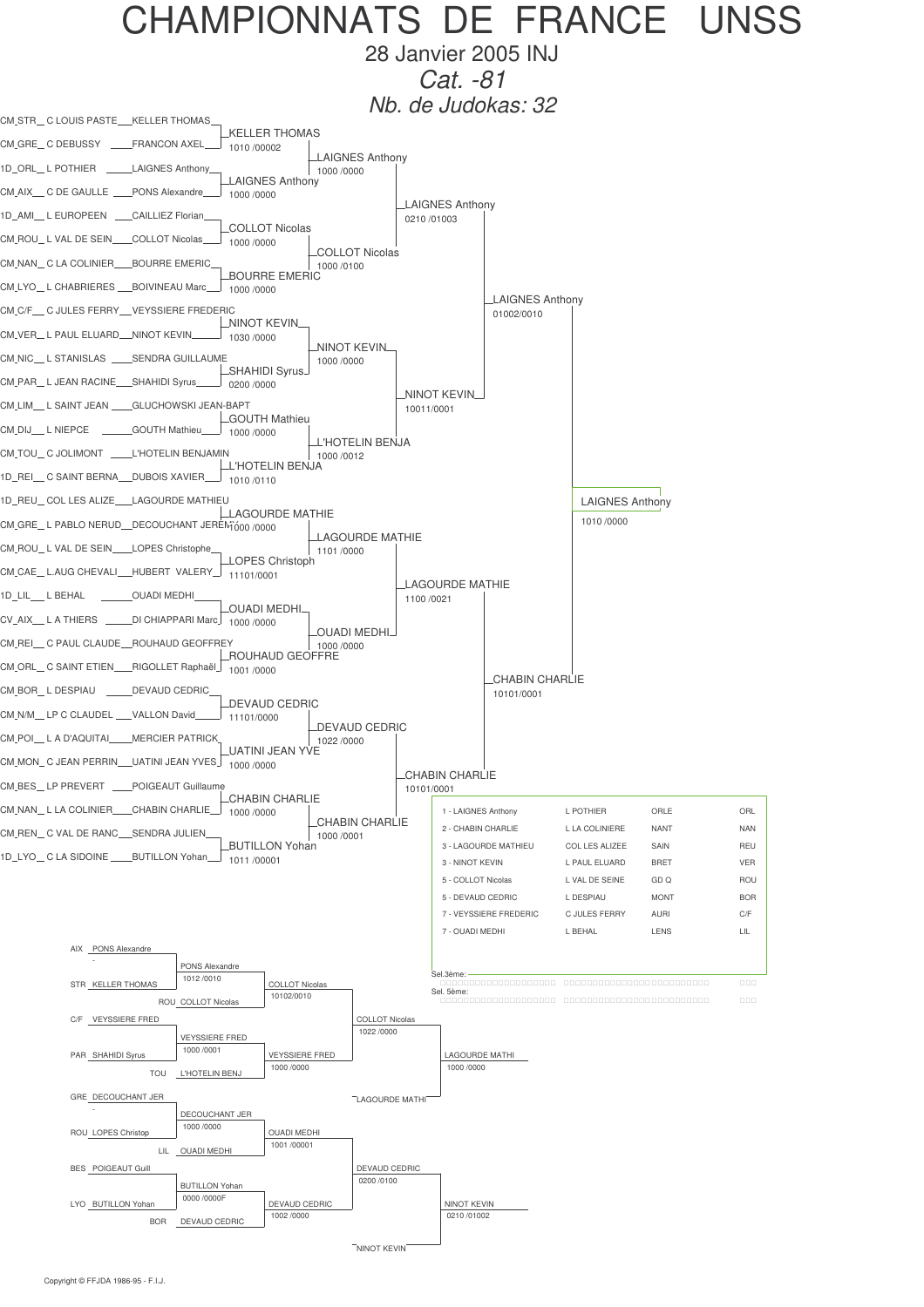# CHAMPIONNATS DE FRANCE UNSS

28 Janvier 2005 INJ

*Cat. -81*

*Nb. de Judokas: 32*

## Tableau principal

| Combattant 1 | Combattant 2 | Vainqueur | Score |
|---|---|---|---|
| CM_STR_ C LOUIS PASTE KELLER THOMAS | CM_GRE_ C DEBUSSY FRANCON AXEL | KELLER THOMAS | 1010 /00002 |
| 1D_ORL_ L POTHIER LAIGNES Anthony | CM_AIX_ C DE GAULLE PONS Alexandre | LAIGNES Anthony | 1000 /0000 |
| 1D_AMI_ L EUROPEEN CAILLIEZ Florian | CM_ROU_ L VAL DE SEIN COLLOT Nicolas | COLLOT Nicolas | 1000 /0000 |
| CM_NAN_ C LA COLINIER BOURRE EMERIC | CM_LYO_ L CHABRIERES BOIVINEAU Marc | BOURRE EMERIC | 1000 /0000 |
| CM_C/F_ C JULES FERRY VEYSSIERE FREDERIC | CM_VER_ L PAUL ELUARD NINOT KEVIN | NINOT KEVIN | 1030 /0000 |
| CM_NIC_ L STANISLAS SENDRA GUILLAUME | CM_PAR_ L JEAN RACINE SHAHIDI Syrus | SHAHIDI Syrus | 0200 /0000 |
| CM_LIM_ L SAINT JEAN GLUCHOWSKI JEAN-BAPT | CM_DIJ_ L NIEPCE GOUTH Mathieu | GOUTH Mathieu | 1000 /0000 |
| CM_TOU_ C JOLIMONT L'HOTELIN BENJAMIN | 1D_REI_ C SAINT BERNA DUBOIS XAVIER | L'HOTELIN BENJA | 1010 /0110 |
| 1D_REU_ COL LES ALIZE LAGOURDE MATHIEU | CM_GRE_ L PABLO NERUD DECOUCHANT JEREMY | LAGOURDE MATHIE | 1000 /0000 |
| CM_ROU_ L VAL DE SEIN LOPES Christophe | CM_CAE_ L.AUG CHEVALI HUBERT VALERY | LOPES Christoph | 11101/0001 |
| 1D_LIL_ L BEHAL OUADI MEDHI | CV_AIX_ L A THIERS DI CHIAPPARI Marc | OUADI MEDHI | 1000 /0000 |
| CM_REI_ C PAUL CLAUDE ROUHAUD GEOFFREY | CM_ORL_ C SAINT ETIEN RIGOLLET Raphaël | ROUHAUD GEOFFRE | 1001 /0000 |
| CM_BOR_ L DESPIAU DEVAUD CEDRIC | CM_N/M_ LP C CLAUDEL VALLON David | DEVAUD CEDRIC | 11101/0000 |
| CM_POI_ L A D'AQUITAI MERCIER PATRICK | CM_MON_ C JEAN PERRIN UATINI JEAN YVES | UATINI JEAN YVE | 1000 /0000 |
| CM_BES_ LP PREVERT POIGEAUT Guillaume | CM_NAN_ L LA COLINIER CHABIN CHARLIE | CHABIN CHARLIE | 1000 /0000 |
| CM_REN_ C VAL DE RANC SENDRA JULIEN | 1D_LYO_ C LA SIDOINE BUTILLON Yohan | BUTILLON Yohan | 1011 /00001 |
| KELLER THOMAS | LAIGNES Anthony | LAIGNES Anthony | 1000 /0000 |
| COLLOT Nicolas | BOURRE EMERIC | COLLOT Nicolas | 1000 /0100 |
| NINOT KEVIN | SHAHIDI Syrus | NINOT KEVIN | 1000 /0000 |
| GOUTH Mathieu | L'HOTELIN BENJA | L'HOTELIN BENJA | 1000 /0012 |
| LAGOURDE MATHIE | LOPES Christoph | LAGOURDE MATHIE | 1101 /0000 |
| OUADI MEDHI | ROUHAUD GEOFFRE | OUADI MEDHI | 1000 /0000 |
| DEVAUD CEDRIC | UATINI JEAN YVE | DEVAUD CEDRIC | 1022 /0000 |
| CHABIN CHARLIE | BUTILLON Yohan | CHABIN CHARLIE | 1000 /0001 |
| LAIGNES Anthony | COLLOT Nicolas | LAIGNES Anthony | 0210 /01003 |
| NINOT KEVIN | L'HOTELIN BENJA | NINOT KEVIN | 10011/0001 |
| LAGOURDE MATHIE | OUADI MEDHI | LAGOURDE MATHIE | 1100 /0021 |
| DEVAUD CEDRIC | CHABIN CHARLIE | CHABIN CHARLIE | 10101/0001 |
| LAIGNES Anthony | NINOT KEVIN | LAIGNES Anthony | 01002/0010 |
| LAGOURDE MATHIE | CHABIN CHARLIE | CHABIN CHARLIE | 10101/0001 |
| LAIGNES Anthony | CHABIN CHARLIE | LAIGNES Anthony | 1010 /0000 |

## Classement

| Place | Nom | Établissement | | |
|---|---|---|---|---|
| 1 | LAIGNES Anthony | L POTHIER | ORLE | ORL |
| 2 | CHABIN CHARLIE | L LA COLINIERE | NANT | NAN |
| 3 | LAGOURDE MATHIEU | COL LES ALIZEE | SAIN | REU |
| 3 | NINOT KEVIN | L PAUL ELUARD | BRET | VER |
| 5 | COLLOT Nicolas | L VAL DE SEINE | GD Q | ROU |
| 5 | DEVAUD CEDRIC | L DESPIAU | MONT | BOR |
| 7 | VEYSSIERE FREDERIC | C JULES FERRY | AURI | C/F |
| 7 | OUADI MEDHI | L BEHAL | LENS | LIL |

Sel.3ème:

Sel. 5ème:

## Repêchages

| Combattant 1 | Combattant 2 | Vainqueur | Score |
|---|---|---|---|
| AIX PONS Alexandre | - | PONS Alexandre | 1012 /0010 |
| STR KELLER THOMAS | | | |
| PONS Alexandre | ROU COLLOT Nicolas | COLLOT Nicolas | 10102/0010 |
| C/F VEYSSIERE FRED | PAR SHAHIDI Syrus | VEYSSIERE FRED | 1000 /0001 |
| VEYSSIERE FRED | TOU L'HOTELIN BENJ | VEYSSIERE FRED | 1000 /0000 |
| COLLOT Nicolas | VEYSSIERE FRED | COLLOT Nicolas | 1022 /0000 |
| COLLOT Nicolas | LAGOURDE MATHI | LAGOURDE MATHI | 1000 /0000 |
| GRE DECOUCHANT JER | - | DECOUCHANT JER | 1000 /0000 |
| ROU LOPES Christop | | | |
| DECOUCHANT JER | LIL OUADI MEDHI | OUADI MEDHI | 1001 /00001 |
| BES POIGEAUT Guill | LYO BUTILLON Yohan | BUTILLON Yohan | 0000 /0000F |
| BUTILLON Yohan | BOR DEVAUD CEDRIC | DEVAUD CEDRIC | 1002 /0000 |
| OUADI MEDHI | DEVAUD CEDRIC | DEVAUD CEDRIC | 0200 /0100 |
| DEVAUD CEDRIC | NINOT KEVIN | NINOT KEVIN | 0210 /01002 |

Copyright © FFJDA 1986-95 - F.I.J.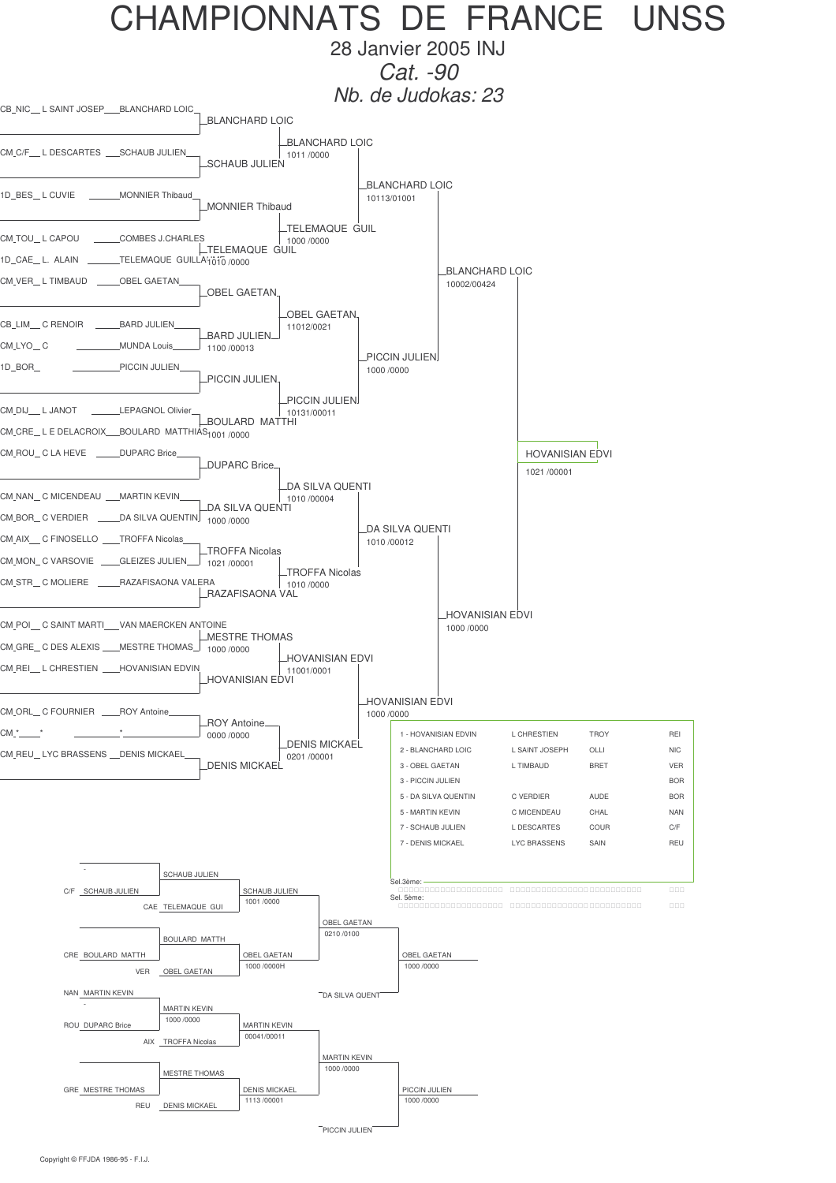# CHAMPIONNATS DE FRANCE UNSS

28 Janvier 2005 INJ

*Cat. -90*

*Nb. de Judokas: 23*

## Tableau principal

| Club | Établissement | Judoka |
|---|---|---|
| CB_NIC | L SAINT JOSEP | BLANCHARD LOIC |
| CM_C/F | L DESCARTES | SCHAUB JULIEN |
| 1D_BES | L CUVIE | MONNIER Thibaud |
| CM_TOU | L CAPOU | COMBES J.CHARLES |
| 1D_CAE | L. ALAIN | TELEMAQUE GUILLA |
| CM_VER | L TIMBAUD | OBEL GAETAN |
| CB_LIM | C RENOIR | BARD JULIEN |
| CM_LYO | C | MUNDA Louis |
| 1D_BOR | | PICCIN JULIEN |
| CM_DIJ | L JANOT | LEPAGNOL Olivier |
| CM_CRE | L E DELACROIX | BOULARD MATTHIAS |
| CM_ROU | C LA HEVE | DUPARC Brice |
| CM_NAN | C MICENDEAU | MARTIN KEVIN |
| CM_BOR | C VERDIER | DA SILVA QUENTIN |
| CM_AIX | C FINOSELLO | TROFFA Nicolas |
| CM_MON | C VARSOVIE | GLEIZES JULIEN |
| CM_STR | C MOLIERE | RAZAFISAONA VALERA |
| CM_POI | C SAINT MARTI | VAN MAERCKEN ANTOINE |
| CM_GRE | C DES ALEXIS | MESTRE THOMAS |
| CM_REI | L CHRESTIEN | HOVANISIAN EDVIN |
| CM_ORL | C FOURNIER | ROY Antoine |
| CM_* | * | * |
| CM_REU | LYC BRASSENS | DENIS MICKAEL |

### 1er tour

- BLANCHARD LOIC
- SCHAUB JULIEN
- MONNIER Thibaud
- TELEMAQUE GUIL — 1010 /0000
- OBEL GAETAN
- BARD JULIEN — 1100 /00013
- PICCIN JULIEN
- BOULARD MATTHI — 1001 /0000
- DUPARC Brice
- DA SILVA QUENTI — 1000 /0000
- TROFFA Nicolas — 1021 /00001
- RAZAFISAONA VAL
- MESTRE THOMAS — 1000 /0000
- HOVANISIAN EDVI
- ROY Antoine — 0000 /0000
- DENIS MICKAEL

### 2e tour

- BLANCHARD LOIC — 1011 /0000
- TELEMAQUE GUIL — 1000 /0000
- OBEL GAETAN — 11012/0021
- PICCIN JULIEN — 10131/00011
- DA SILVA QUENTI — 1010 /00004
- TROFFA Nicolas — 1010 /0000
- HOVANISIAN EDVI — 11001/0001
- DENIS MICKAEL — 0201 /00001

### Quarts de finale

- BLANCHARD LOIC — 10113/01001
- PICCIN JULIEN — 1000 /0000
- DA SILVA QUENTI — 1010 /00012
- HOVANISIAN EDVI — 1000 /0000

### Demi-finales

- BLANCHARD LOIC — 10002/00424
- HOVANISIAN EDVI — 1000 /0000

### Finale

- HOVANISIAN EDVI — 1021 /00001

## Classement

| Place | Judoka | Établissement | Ville | Code |
|---|---|---|---|---|
| 1 | HOVANISIAN EDVIN | L CHRESTIEN | TROY | REI |
| 2 | BLANCHARD LOIC | L SAINT JOSEPH | OLLI | NIC |
| 3 | OBEL GAETAN | L TIMBAUD | BRET | VER |
| 3 | PICCIN JULIEN | | | BOR |
| 5 | DA SILVA QUENTIN | C VERDIER | AUDE | BOR |
| 5 | MARTIN KEVIN | C MICENDEAU | CHAL | NAN |
| 7 | SCHAUB JULIEN | L DESCARTES | COUR | C/F |
| 7 | DENIS MICKAEL | LYC BRASSENS | SAIN | REU |

Sel.3ème:

Sel. 5ème:

## Repêchages

- C/F SCHAUB JULIEN / CAE TELEMAQUE GUI → SCHAUB JULIEN
- SCHAUB JULIEN — 1001 /0000
- CRE BOULARD MATTH / VER OBEL GAETAN → BOULARD MATTH
- OBEL GAETAN — 1000 /0000H
- OBEL GAETAN — 0210 /0100
- OBEL GAETAN — 1000 /0000 (contre DA SILVA QUENT)
- NAN MARTIN KEVIN / - → MARTIN KEVIN
- ROU DUPARC Brice / AIX TROFFA Nicolas → MARTIN KEVIN — 1000 /0000
- MARTIN KEVIN — 00041/00011
- MARTIN KEVIN — 1000 /0000
- GRE MESTRE THOMAS / REU DENIS MICKAEL → MESTRE THOMAS
- DENIS MICKAEL — 1113 /00001
- PICCIN JULIEN — 1000 /0000 (contre PICCIN JULIEN)

Copyright © FFJDA 1986-95 - F.I.J.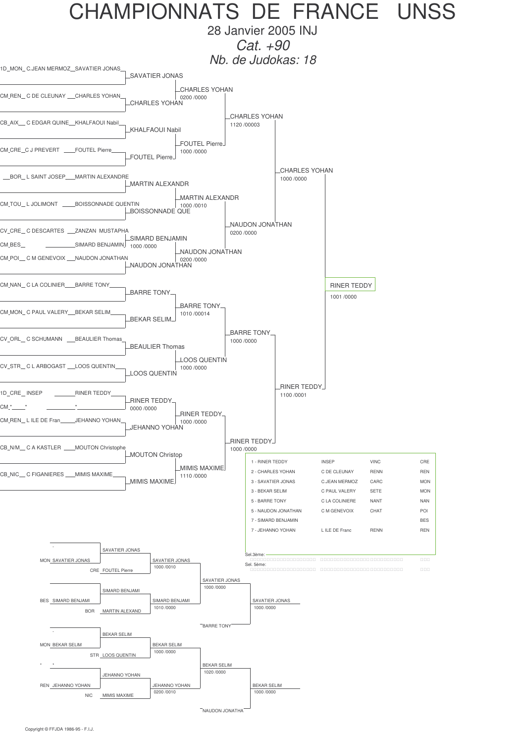# CHAMPIONNATS DE FRANCE UNSS

28 Janvier 2005 INJ

*Cat. +90*

*Nb. de Judokas: 18*

1D_MON_ C.JEAN MERMOZ__SAVATIER JONAS
SAVATIER JONAS
CHARLES YOHAN
0200 /0000
CM_REN_ C DE CLEUNAY ___CHARLES YOHAN
CHARLES YOHAN
CHARLES YOHAN
1120 /00003
CB_AIX__ C EDGAR QUINE__KHALFAOUI Nabil
KHALFAOUI Nabil
FOUTEL Pierre
1000 /0000
CM_CRE_ C J PREVERT ____FOUTEL Pierre
FOUTEL Pierre
CHARLES YOHAN
1000 /0000
__BOR_ L SAINT JOSEP___MARTIN ALEXANDRE
MARTIN ALEXANDR
MARTIN ALEXANDR
1000 /0010
CM_TOU_ L JOLIMONT ____BOISSONNADE QUENTIN
BOISSONNADE QUE
NAUDON JONATHAN
0200 /0000
CV_CRE_ C DESCARTES __ZANZAN MUSTAPHA
SIMARD BENJAMIN
1000 /0000
CM_BES_ ________SIMARD BENJAMIN
NAUDON JONATHAN
0200 /0000
CM_POI__ C M GENEVOIX ___NAUDON JONATHAN
NAUDON JONATHAN

RINER TEDDY
1001 /0000

CM_NAN_ C LA COLINIER___BARRE TONY
BARRE TONY
BARRE TONY
1010 /00014
CM_MON_ C PAUL VALERY__BEKAR SELIM
BEKAR SELIM
BARRE TONY
1000 /0000
CV_ORL_ C SCHUMANN ___BEAULIER Thomas
BEAULIER Thomas
LOOS QUENTIN
1000 /0000
CV_STR_ C L ARBOGAST __LOOS QUENTIN
LOOS QUENTIN
RINER TEDDY
1100 /0001
1D_CRE_ INSEP ______RINER TEDDY
RINER TEDDY
0000 /0000
CM_*____* ________*
RINER TEDDY
1000 /0000
CM_REN_ L ILE DE Fran____JEHANNO YOHAN
JEHANNO YOHAN
RINER TEDDY
1000 /0000
CB_N/M_ C A KASTLER ___MOUTON Christophe
MOUTON Christop
MIMIS MAXIME
1110 /0000
CB_NIC_ C FIGANIERES ___MIMIS MAXIME
MIMIS MAXIME

| | | | |
|---|---|---|---|
| 1 - RINER TEDDY | INSEP | VINC | CRE |
| 2 - CHARLES YOHAN | C DE CLEUNAY | RENN | REN |
| 3 - SAVATIER JONAS | C.JEAN MERMOZ | CARC | MON |
| 3 - BEKAR SELIM | C PAUL VALERY | SETE | MON |
| 5 - BARRE TONY | C LA COLINIERE | NANT | NAN |
| 5 - NAUDON JONATHAN | C M GENEVOIX | CHAT | POI |
| 7 - SIMARD BENJAMIN | | | BES |
| 7 - JEHANNO YOHAN | L ILE DE Franc | RENN | REN |

Sel.3ème:
Sel. 5ème:

-
SAVATIER JONAS
MON SAVATIER JONAS
SAVATIER JONAS
1000 /0010
CRE FOUTEL Pierre
SAVATIER JONAS
1000 /0000
SIMARD BENJAMIN
BES SIMARD BENJAMI
SIMARD BENJAMI
1010 /0000
BOR MARTIN ALEXAND
SAVATIER JONAS
1000 /0000
BARRE TONY

-
BEKAR SELIM
MON BEKAR SELIM
BEKAR SELIM
1000 /0000
STR LOOS QUENTIN
BEKAR SELIM
1020 /0000
\* \*
JEHANNO YOHAN
REN JEHANNO YOHAN
JEHANNO YOHAN
0200 /0010
NIC MIMIS MAXIME
BEKAR SELIM
1000 /0000
NAUDON JONATHA

Copyright © FFJDA 1986-95 - F.I.J.